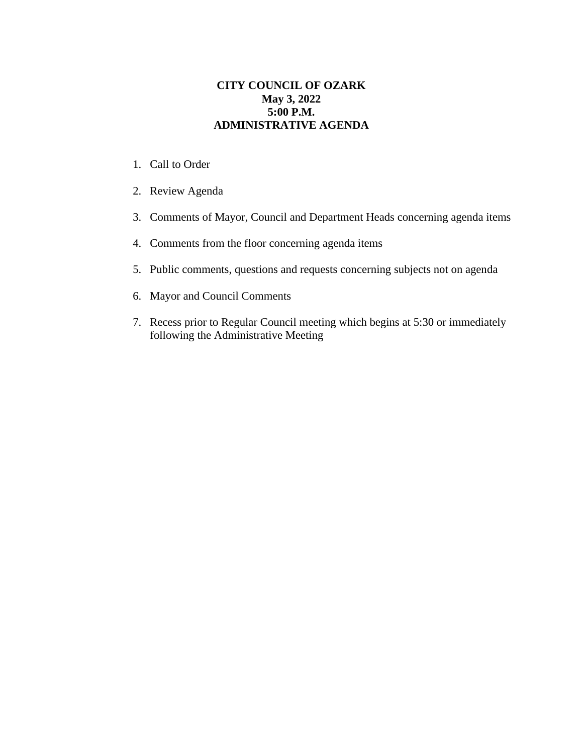**CITY COUNCIL OF OZARK**
**May 3, 2022**
**5:00 P.M.**
**ADMINISTRATIVE AGENDA**

1. Call to Order
2. Review Agenda
3. Comments of Mayor, Council and Department Heads concerning agenda items
4. Comments from the floor concerning agenda items
5. Public comments, questions and requests concerning subjects not on agenda
6. Mayor and Council Comments
7. Recess prior to Regular Council meeting which begins at 5:30 or immediately following the Administrative Meeting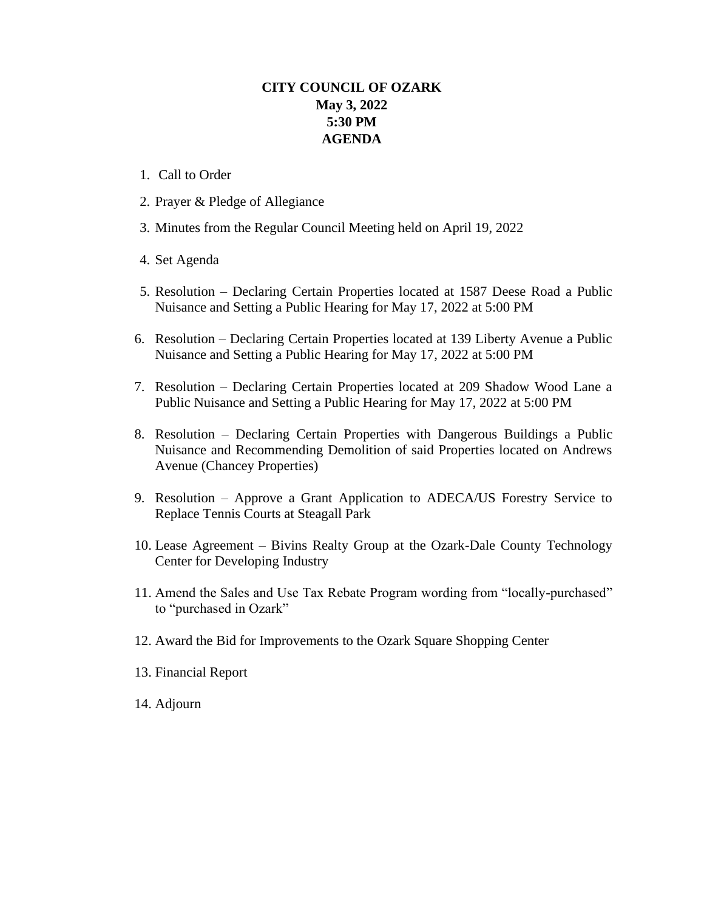**CITY COUNCIL OF OZARK**
**May 3, 2022**
**5:30 PM**
**AGENDA**

1. Call to Order
2. Prayer & Pledge of Allegiance
3. Minutes from the Regular Council Meeting held on April 19, 2022
4. Set Agenda
5. Resolution – Declaring Certain Properties located at 1587 Deese Road a Public Nuisance and Setting a Public Hearing for May 17, 2022 at 5:00 PM
6. Resolution – Declaring Certain Properties located at 139 Liberty Avenue a Public Nuisance and Setting a Public Hearing for May 17, 2022 at 5:00 PM
7. Resolution – Declaring Certain Properties located at 209 Shadow Wood Lane a Public Nuisance and Setting a Public Hearing for May 17, 2022 at 5:00 PM
8. Resolution – Declaring Certain Properties with Dangerous Buildings a Public Nuisance and Recommending Demolition of said Properties located on Andrews Avenue (Chancey Properties)
9. Resolution – Approve a Grant Application to ADECA/US Forestry Service to Replace Tennis Courts at Steagall Park
10. Lease Agreement – Bivins Realty Group at the Ozark-Dale County Technology Center for Developing Industry
11. Amend the Sales and Use Tax Rebate Program wording from "locally-purchased" to "purchased in Ozark"
12. Award the Bid for Improvements to the Ozark Square Shopping Center
13. Financial Report
14. Adjourn